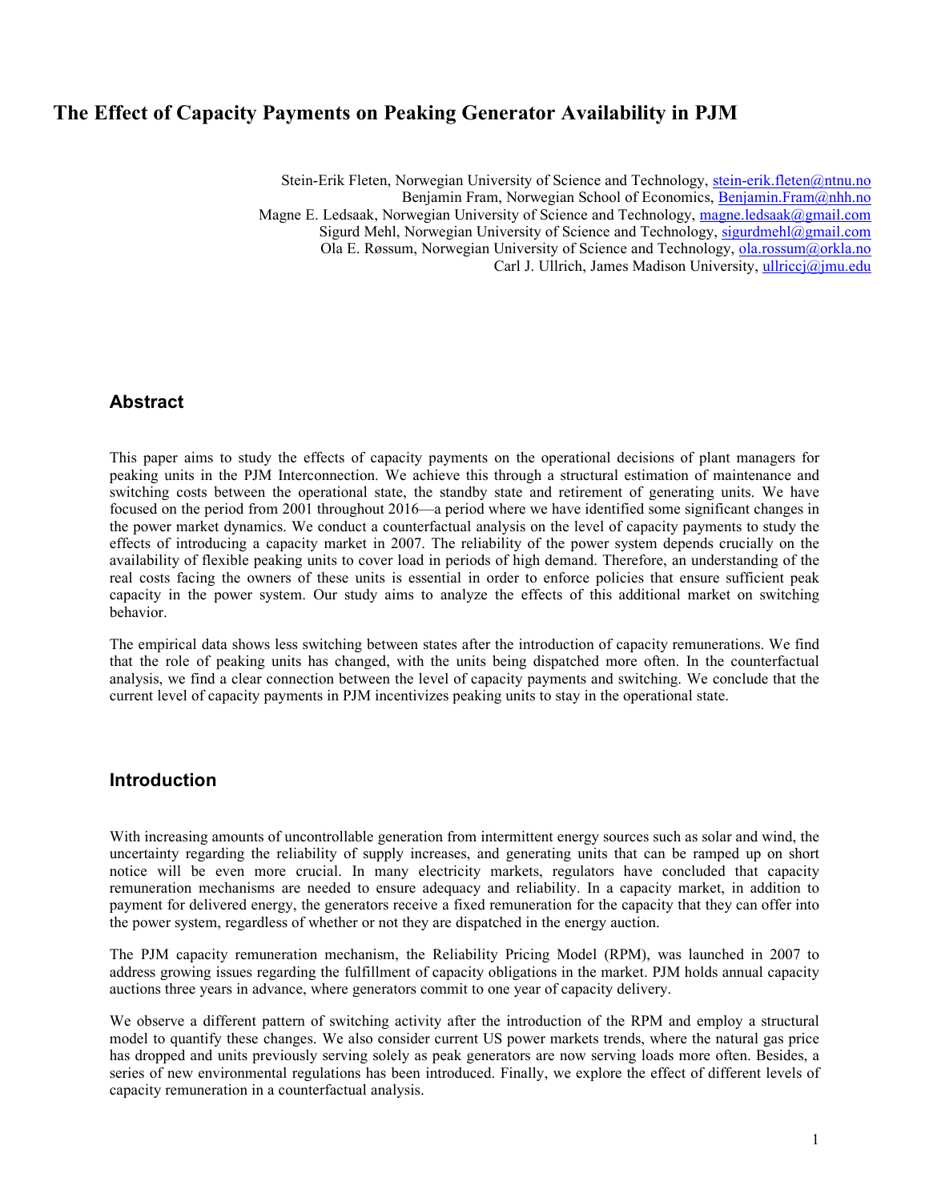# The Effect of Capacity Payments on Peaking Generator Availability in PJM

Stein-Erik Fleten, Norwegian University of Science and Technology, stein-erik.fleten@ntnu.no
Benjamin Fram, Norwegian School of Economics, Benjamin.Fram@nhh.no
Magne E. Ledsaak, Norwegian University of Science and Technology, magne.ledsaak@gmail.com
Sigurd Mehl, Norwegian University of Science and Technology, sigurdmehl@gmail.com
Ola E. Røssum, Norwegian University of Science and Technology, ola.rossum@orkla.no
Carl J. Ullrich, James Madison University, ullriccj@jmu.edu

## Abstract

This paper aims to study the effects of capacity payments on the operational decisions of plant managers for peaking units in the PJM Interconnection. We achieve this through a structural estimation of maintenance and switching costs between the operational state, the standby state and retirement of generating units. We have focused on the period from 2001 throughout 2016—a period where we have identified some significant changes in the power market dynamics. We conduct a counterfactual analysis on the level of capacity payments to study the effects of introducing a capacity market in 2007. The reliability of the power system depends crucially on the availability of flexible peaking units to cover load in periods of high demand. Therefore, an understanding of the real costs facing the owners of these units is essential in order to enforce policies that ensure sufficient peak capacity in the power system. Our study aims to analyze the effects of this additional market on switching behavior.

The empirical data shows less switching between states after the introduction of capacity remunerations. We find that the role of peaking units has changed, with the units being dispatched more often. In the counterfactual analysis, we find a clear connection between the level of capacity payments and switching. We conclude that the current level of capacity payments in PJM incentivizes peaking units to stay in the operational state.

## Introduction

With increasing amounts of uncontrollable generation from intermittent energy sources such as solar and wind, the uncertainty regarding the reliability of supply increases, and generating units that can be ramped up on short notice will be even more crucial. In many electricity markets, regulators have concluded that capacity remuneration mechanisms are needed to ensure adequacy and reliability. In a capacity market, in addition to payment for delivered energy, the generators receive a fixed remuneration for the capacity that they can offer into the power system, regardless of whether or not they are dispatched in the energy auction.

The PJM capacity remuneration mechanism, the Reliability Pricing Model (RPM), was launched in 2007 to address growing issues regarding the fulfillment of capacity obligations in the market. PJM holds annual capacity auctions three years in advance, where generators commit to one year of capacity delivery.

We observe a different pattern of switching activity after the introduction of the RPM and employ a structural model to quantify these changes. We also consider current US power markets trends, where the natural gas price has dropped and units previously serving solely as peak generators are now serving loads more often. Besides, a series of new environmental regulations has been introduced. Finally, we explore the effect of different levels of capacity remuneration in a counterfactual analysis.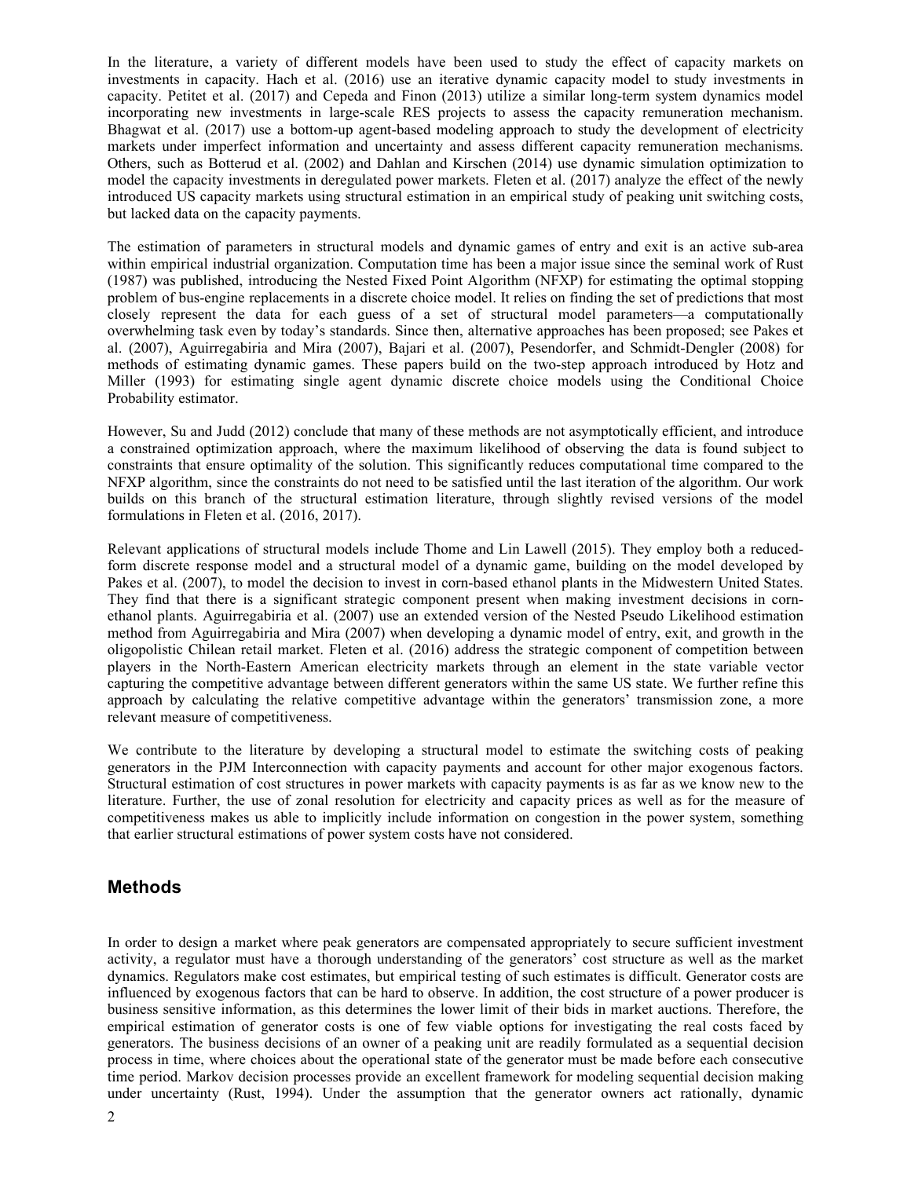In the literature, a variety of different models have been used to study the effect of capacity markets on investments in capacity. Hach et al. (2016) use an iterative dynamic capacity model to study investments in capacity. Petitet et al. (2017) and Cepeda and Finon (2013) utilize a similar long-term system dynamics model incorporating new investments in large-scale RES projects to assess the capacity remuneration mechanism. Bhagwat et al. (2017) use a bottom-up agent-based modeling approach to study the development of electricity markets under imperfect information and uncertainty and assess different capacity remuneration mechanisms. Others, such as Botterud et al. (2002) and Dahlan and Kirschen (2014) use dynamic simulation optimization to model the capacity investments in deregulated power markets. Fleten et al. (2017) analyze the effect of the newly introduced US capacity markets using structural estimation in an empirical study of peaking unit switching costs, but lacked data on the capacity payments.

The estimation of parameters in structural models and dynamic games of entry and exit is an active sub-area within empirical industrial organization. Computation time has been a major issue since the seminal work of Rust (1987) was published, introducing the Nested Fixed Point Algorithm (NFXP) for estimating the optimal stopping problem of bus-engine replacements in a discrete choice model. It relies on finding the set of predictions that most closely represent the data for each guess of a set of structural model parameters—a computationally overwhelming task even by today's standards. Since then, alternative approaches has been proposed; see Pakes et al. (2007), Aguirregabiria and Mira (2007), Bajari et al. (2007), Pesendorfer, and Schmidt-Dengler (2008) for methods of estimating dynamic games. These papers build on the two-step approach introduced by Hotz and Miller (1993) for estimating single agent dynamic discrete choice models using the Conditional Choice Probability estimator.

However, Su and Judd (2012) conclude that many of these methods are not asymptotically efficient, and introduce a constrained optimization approach, where the maximum likelihood of observing the data is found subject to constraints that ensure optimality of the solution. This significantly reduces computational time compared to the NFXP algorithm, since the constraints do not need to be satisfied until the last iteration of the algorithm. Our work builds on this branch of the structural estimation literature, through slightly revised versions of the model formulations in Fleten et al. (2016, 2017).

Relevant applications of structural models include Thome and Lin Lawell (2015). They employ both a reduced-form discrete response model and a structural model of a dynamic game, building on the model developed by Pakes et al. (2007), to model the decision to invest in corn-based ethanol plants in the Midwestern United States. They find that there is a significant strategic component present when making investment decisions in corn-ethanol plants. Aguirregabiria et al. (2007) use an extended version of the Nested Pseudo Likelihood estimation method from Aguirregabiria and Mira (2007) when developing a dynamic model of entry, exit, and growth in the oligopolistic Chilean retail market. Fleten et al. (2016) address the strategic component of competition between players in the North-Eastern American electricity markets through an element in the state variable vector capturing the competitive advantage between different generators within the same US state. We further refine this approach by calculating the relative competitive advantage within the generators' transmission zone, a more relevant measure of competitiveness.

We contribute to the literature by developing a structural model to estimate the switching costs of peaking generators in the PJM Interconnection with capacity payments and account for other major exogenous factors. Structural estimation of cost structures in power markets with capacity payments is as far as we know new to the literature. Further, the use of zonal resolution for electricity and capacity prices as well as for the measure of competitiveness makes us able to implicitly include information on congestion in the power system, something that earlier structural estimations of power system costs have not considered.

## Methods

In order to design a market where peak generators are compensated appropriately to secure sufficient investment activity, a regulator must have a thorough understanding of the generators' cost structure as well as the market dynamics. Regulators make cost estimates, but empirical testing of such estimates is difficult. Generator costs are influenced by exogenous factors that can be hard to observe. In addition, the cost structure of a power producer is business sensitive information, as this determines the lower limit of their bids in market auctions. Therefore, the empirical estimation of generator costs is one of few viable options for investigating the real costs faced by generators. The business decisions of an owner of a peaking unit are readily formulated as a sequential decision process in time, where choices about the operational state of the generator must be made before each consecutive time period. Markov decision processes provide an excellent framework for modeling sequential decision making under uncertainty (Rust, 1994). Under the assumption that the generator owners act rationally, dynamic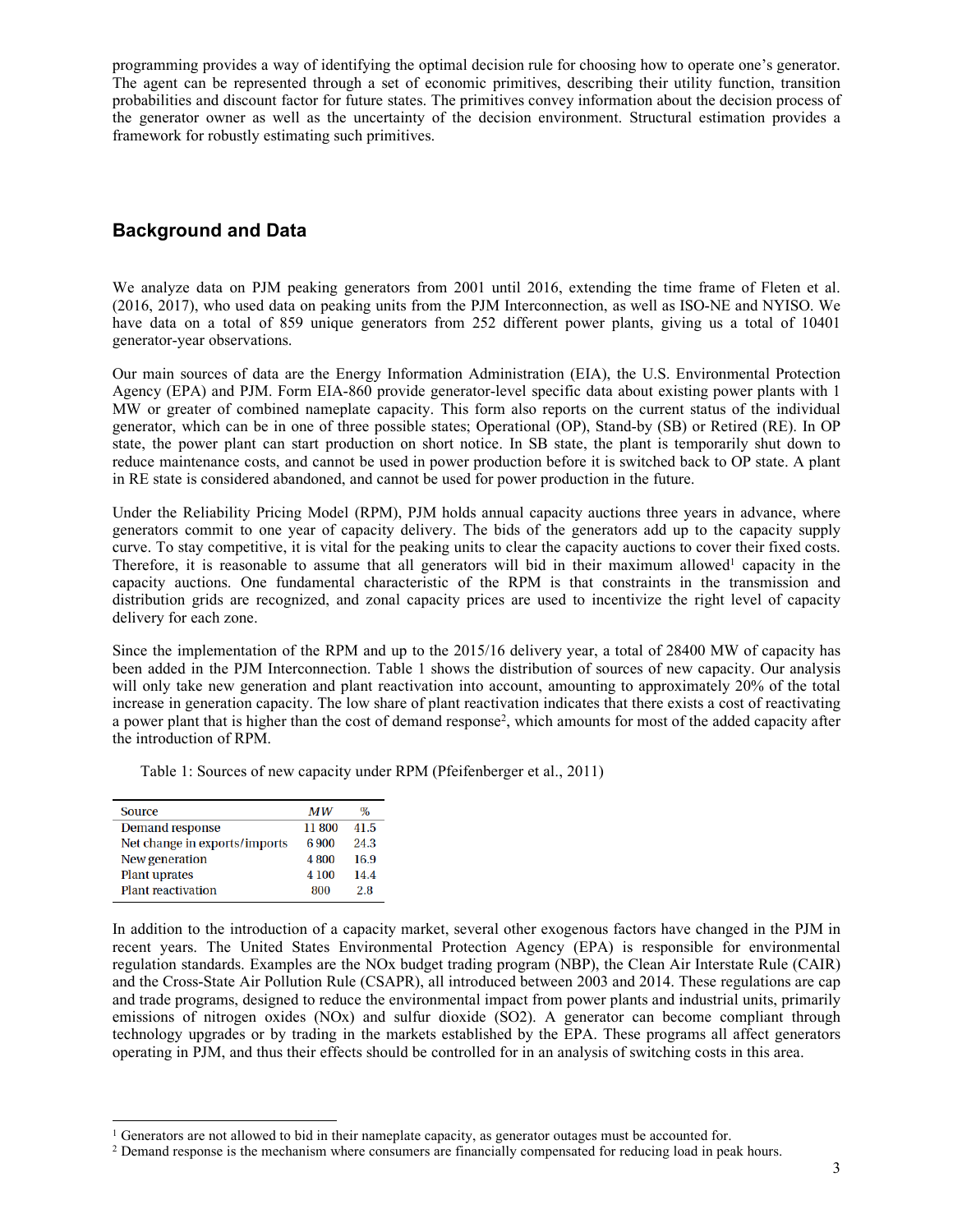programming provides a way of identifying the optimal decision rule for choosing how to operate one's generator. The agent can be represented through a set of economic primitives, describing their utility function, transition probabilities and discount factor for future states. The primitives convey information about the decision process of the generator owner as well as the uncertainty of the decision environment. Structural estimation provides a framework for robustly estimating such primitives.

## Background and Data

We analyze data on PJM peaking generators from 2001 until 2016, extending the time frame of Fleten et al. (2016, 2017), who used data on peaking units from the PJM Interconnection, as well as ISO-NE and NYISO. We have data on a total of 859 unique generators from 252 different power plants, giving us a total of 10401 generator-year observations.

Our main sources of data are the Energy Information Administration (EIA), the U.S. Environmental Protection Agency (EPA) and PJM. Form EIA-860 provide generator-level specific data about existing power plants with 1 MW or greater of combined nameplate capacity. This form also reports on the current status of the individual generator, which can be in one of three possible states; Operational (OP), Stand-by (SB) or Retired (RE). In OP state, the power plant can start production on short notice. In SB state, the plant is temporarily shut down to reduce maintenance costs, and cannot be used in power production before it is switched back to OP state. A plant in RE state is considered abandoned, and cannot be used for power production in the future.

Under the Reliability Pricing Model (RPM), PJM holds annual capacity auctions three years in advance, where generators commit to one year of capacity delivery. The bids of the generators add up to the capacity supply curve. To stay competitive, it is vital for the peaking units to clear the capacity auctions to cover their fixed costs. Therefore, it is reasonable to assume that all generators will bid in their maximum allowed[1] capacity in the capacity auctions. One fundamental characteristic of the RPM is that constraints in the transmission and distribution grids are recognized, and zonal capacity prices are used to incentivize the right level of capacity delivery for each zone.

Since the implementation of the RPM and up to the 2015/16 delivery year, a total of 28400 MW of capacity has been added in the PJM Interconnection. Table 1 shows the distribution of sources of new capacity. Our analysis will only take new generation and plant reactivation into account, amounting to approximately 20% of the total increase in generation capacity. The low share of plant reactivation indicates that there exists a cost of reactivating a power plant that is higher than the cost of demand response[2], which amounts for most of the added capacity after the introduction of RPM.

Table 1: Sources of new capacity under RPM (Pfeifenberger et al., 2011)

| Source | *MW* | % |
|---|---|---|
| Demand response | 11 800 | 41.5 |
| Net change in exports/imports | 6 900 | 24.3 |
| New generation | 4 800 | 16.9 |
| Plant uprates | 4 100 | 14.4 |
| Plant reactivation | 800 | 2.8 |

In addition to the introduction of a capacity market, several other exogenous factors have changed in the PJM in recent years. The United States Environmental Protection Agency (EPA) is responsible for environmental regulation standards. Examples are the NOx budget trading program (NBP), the Clean Air Interstate Rule (CAIR) and the Cross-State Air Pollution Rule (CSAPR), all introduced between 2003 and 2014. These regulations are cap and trade programs, designed to reduce the environmental impact from power plants and industrial units, primarily emissions of nitrogen oxides (NOx) and sulfur dioxide ($SO_2$). A generator can become compliant through technology upgrades or by trading in the markets established by the EPA. These programs all affect generators operating in PJM, and thus their effects should be controlled for in an analysis of switching costs in this area.

[1] Generators are not allowed to bid in their nameplate capacity, as generator outages must be accounted for.

[2] Demand response is the mechanism where consumers are financially compensated for reducing load in peak hours.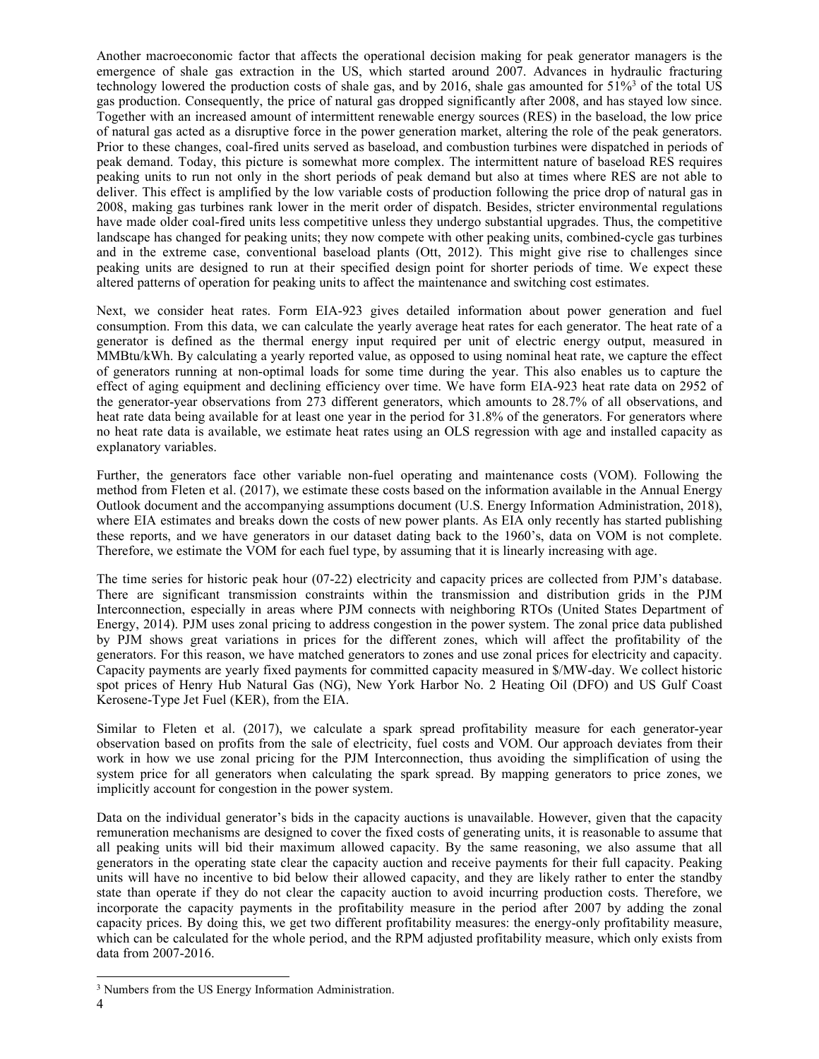Another macroeconomic factor that affects the operational decision making for peak generator managers is the emergence of shale gas extraction in the US, which started around 2007. Advances in hydraulic fracturing technology lowered the production costs of shale gas, and by 2016, shale gas amounted for 51%[3] of the total US gas production. Consequently, the price of natural gas dropped significantly after 2008, and has stayed low since. Together with an increased amount of intermittent renewable energy sources (RES) in the baseload, the low price of natural gas acted as a disruptive force in the power generation market, altering the role of the peak generators. Prior to these changes, coal-fired units served as baseload, and combustion turbines were dispatched in periods of peak demand. Today, this picture is somewhat more complex. The intermittent nature of baseload RES requires peaking units to run not only in the short periods of peak demand but also at times where RES are not able to deliver. This effect is amplified by the low variable costs of production following the price drop of natural gas in 2008, making gas turbines rank lower in the merit order of dispatch. Besides, stricter environmental regulations have made older coal-fired units less competitive unless they undergo substantial upgrades. Thus, the competitive landscape has changed for peaking units; they now compete with other peaking units, combined-cycle gas turbines and in the extreme case, conventional baseload plants (Ott, 2012). This might give rise to challenges since peaking units are designed to run at their specified design point for shorter periods of time. We expect these altered patterns of operation for peaking units to affect the maintenance and switching cost estimates.

Next, we consider heat rates. Form EIA-923 gives detailed information about power generation and fuel consumption. From this data, we can calculate the yearly average heat rates for each generator. The heat rate of a generator is defined as the thermal energy input required per unit of electric energy output, measured in MMBtu/kWh. By calculating a yearly reported value, as opposed to using nominal heat rate, we capture the effect of generators running at non-optimal loads for some time during the year. This also enables us to capture the effect of aging equipment and declining efficiency over time. We have form EIA-923 heat rate data on 2952 of the generator-year observations from 273 different generators, which amounts to 28.7% of all observations, and heat rate data being available for at least one year in the period for 31.8% of the generators. For generators where no heat rate data is available, we estimate heat rates using an OLS regression with age and installed capacity as explanatory variables.

Further, the generators face other variable non-fuel operating and maintenance costs (VOM). Following the method from Fleten et al. (2017), we estimate these costs based on the information available in the Annual Energy Outlook document and the accompanying assumptions document (U.S. Energy Information Administration, 2018), where EIA estimates and breaks down the costs of new power plants. As EIA only recently has started publishing these reports, and we have generators in our dataset dating back to the 1960's, data on VOM is not complete. Therefore, we estimate the VOM for each fuel type, by assuming that it is linearly increasing with age.

The time series for historic peak hour (07-22) electricity and capacity prices are collected from PJM's database. There are significant transmission constraints within the transmission and distribution grids in the PJM Interconnection, especially in areas where PJM connects with neighboring RTOs (United States Department of Energy, 2014). PJM uses zonal pricing to address congestion in the power system. The zonal price data published by PJM shows great variations in prices for the different zones, which will affect the profitability of the generators. For this reason, we have matched generators to zones and use zonal prices for electricity and capacity. Capacity payments are yearly fixed payments for committed capacity measured in \$/MW-day. We collect historic spot prices of Henry Hub Natural Gas (NG), New York Harbor No. 2 Heating Oil (DFO) and US Gulf Coast Kerosene-Type Jet Fuel (KER), from the EIA.

Similar to Fleten et al. (2017), we calculate a spark spread profitability measure for each generator-year observation based on profits from the sale of electricity, fuel costs and VOM. Our approach deviates from their work in how we use zonal pricing for the PJM Interconnection, thus avoiding the simplification of using the system price for all generators when calculating the spark spread. By mapping generators to price zones, we implicitly account for congestion in the power system.

Data on the individual generator's bids in the capacity auctions is unavailable. However, given that the capacity remuneration mechanisms are designed to cover the fixed costs of generating units, it is reasonable to assume that all peaking units will bid their maximum allowed capacity. By the same reasoning, we also assume that all generators in the operating state clear the capacity auction and receive payments for their full capacity. Peaking units will have no incentive to bid below their allowed capacity, and they are likely rather to enter the standby state than operate if they do not clear the capacity auction to avoid incurring production costs. Therefore, we incorporate the capacity payments in the profitability measure in the period after 2007 by adding the zonal capacity prices. By doing this, we get two different profitability measures: the energy-only profitability measure, which can be calculated for the whole period, and the RPM adjusted profitability measure, which only exists from data from 2007-2016.

[3] Numbers from the US Energy Information Administration.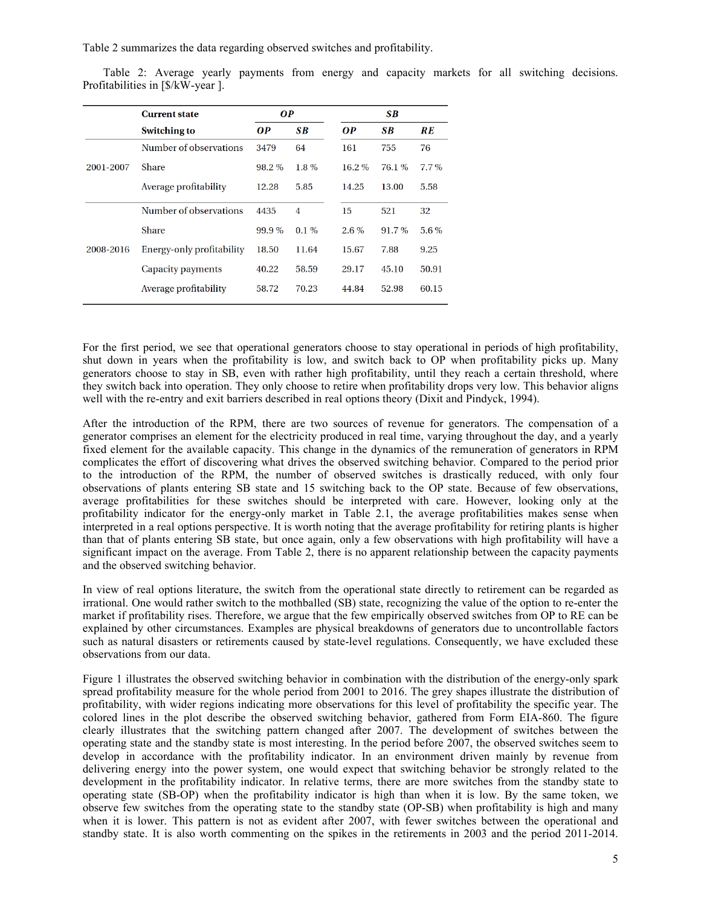Table 2 summarizes the data regarding observed switches and profitability.

Table 2: Average yearly payments from energy and capacity markets for all switching decisions. Profitabilities in [$/kW-year ].

| | Current state | *OP* | | *SB* | | |
|---|---|---|---|---|---|---|
| | Switching to | *OP* | *SB* | *OP* | *SB* | *RE* |
| 2001-2007 | Number of observations | 3479 | 64 | 161 | 755 | 76 |
| | Share | 98.2 % | 1.8 % | 16.2 % | 76.1 % | 7.7 % |
| | Average profitability | 12.28 | 5.85 | 14.25 | 13.00 | 5.58 |
| 2008-2016 | Number of observations | 4435 | 4 | 15 | 521 | 32 |
| | Share | 99.9 % | 0.1 % | 2.6 % | 91.7 % | 5.6 % |
| | Energy-only profitability | 18.50 | 11.64 | 15.67 | 7.88 | 9.25 |
| | Capacity payments | 40.22 | 58.59 | 29.17 | 45.10 | 50.91 |
| | Average profitability | 58.72 | 70.23 | 44.84 | 52.98 | 60.15 |

For the first period, we see that operational generators choose to stay operational in periods of high profitability, shut down in years when the profitability is low, and switch back to OP when profitability picks up. Many generators choose to stay in SB, even with rather high profitability, until they reach a certain threshold, where they switch back into operation. They only choose to retire when profitability drops very low. This behavior aligns well with the re-entry and exit barriers described in real options theory (Dixit and Pindyck, 1994).

After the introduction of the RPM, there are two sources of revenue for generators. The compensation of a generator comprises an element for the electricity produced in real time, varying throughout the day, and a yearly fixed element for the available capacity. This change in the dynamics of the remuneration of generators in RPM complicates the effort of discovering what drives the observed switching behavior. Compared to the period prior to the introduction of the RPM, the number of observed switches is drastically reduced, with only four observations of plants entering SB state and 15 switching back to the OP state. Because of few observations, average profitabilities for these switches should be interpreted with care. However, looking only at the profitability indicator for the energy-only market in Table 2.1, the average profitabilities makes sense when interpreted in a real options perspective. It is worth noting that the average profitability for retiring plants is higher than that of plants entering SB state, but once again, only a few observations with high profitability will have a significant impact on the average. From Table 2, there is no apparent relationship between the capacity payments and the observed switching behavior.

In view of real options literature, the switch from the operational state directly to retirement can be regarded as irrational. One would rather switch to the mothballed (SB) state, recognizing the value of the option to re-enter the market if profitability rises. Therefore, we argue that the few empirically observed switches from OP to RE can be explained by other circumstances. Examples are physical breakdowns of generators due to uncontrollable factors such as natural disasters or retirements caused by state-level regulations. Consequently, we have excluded these observations from our data.

Figure 1 illustrates the observed switching behavior in combination with the distribution of the energy-only spark spread profitability measure for the whole period from 2001 to 2016. The grey shapes illustrate the distribution of profitability, with wider regions indicating more observations for this level of profitability the specific year. The colored lines in the plot describe the observed switching behavior, gathered from Form EIA-860. The figure clearly illustrates that the switching pattern changed after 2007. The development of switches between the operating state and the standby state is most interesting. In the period before 2007, the observed switches seem to develop in accordance with the profitability indicator. In an environment driven mainly by revenue from delivering energy into the power system, one would expect that switching behavior be strongly related to the development in the profitability indicator. In relative terms, there are more switches from the standby state to operating state (SB-OP) when the profitability indicator is high than when it is low. By the same token, we observe few switches from the operating state to the standby state (OP-SB) when profitability is high and many when it is lower. This pattern is not as evident after 2007, with fewer switches between the operational and standby state. It is also worth commenting on the spikes in the retirements in 2003 and the period 2011-2014.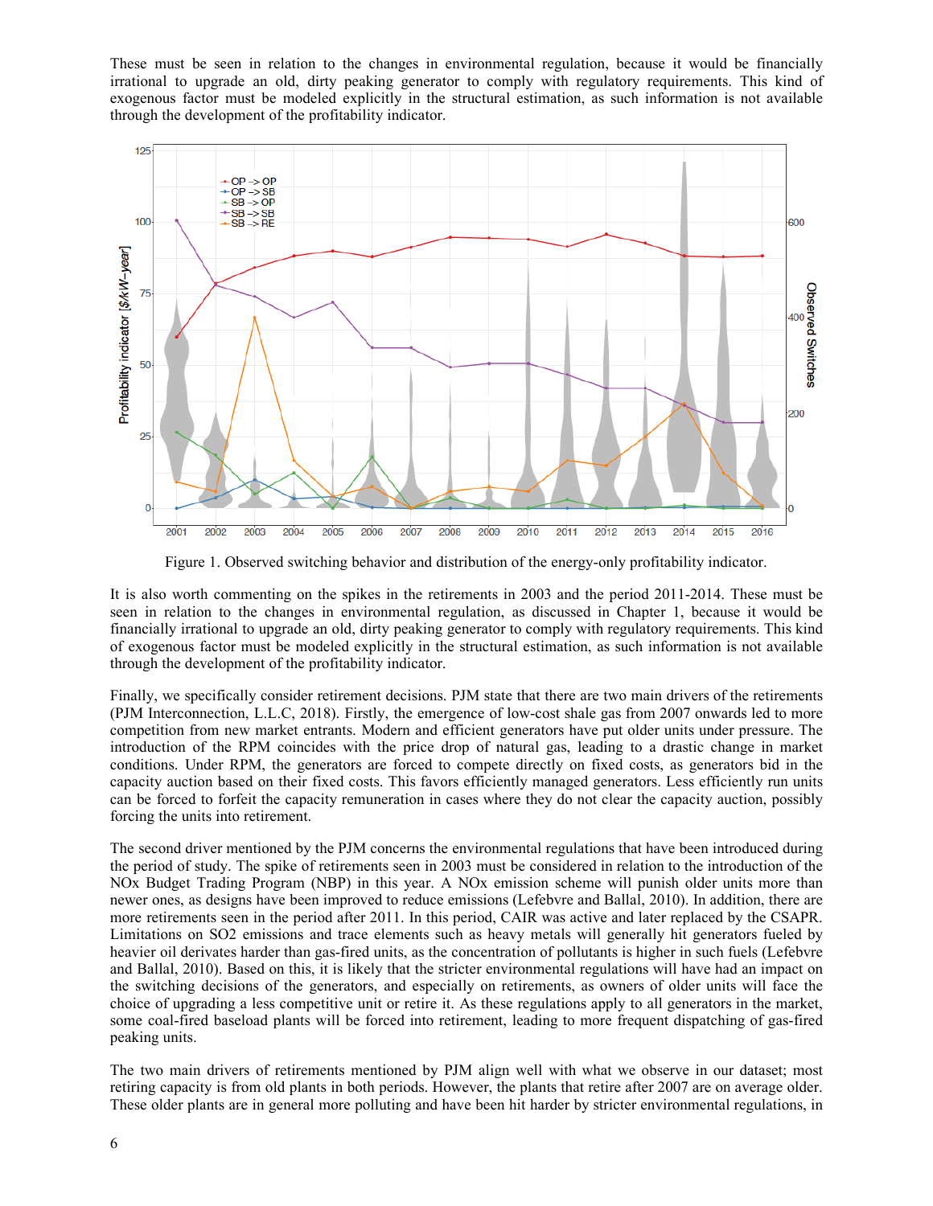These must be seen in relation to the changes in environmental regulation, because it would be financially irrational to upgrade an old, dirty peaking generator to comply with regulatory requirements. This kind of exogenous factor must be modeled explicitly in the structural estimation, as such information is not available through the development of the profitability indicator.

Figure 1. Observed switching behavior and distribution of the energy-only profitability indicator.

It is also worth commenting on the spikes in the retirements in 2003 and the period 2011-2014. These must be seen in relation to the changes in environmental regulation, as discussed in Chapter 1, because it would be financially irrational to upgrade an old, dirty peaking generator to comply with regulatory requirements. This kind of exogenous factor must be modeled explicitly in the structural estimation, as such information is not available through the development of the profitability indicator.

Finally, we specifically consider retirement decisions. PJM state that there are two main drivers of the retirements (PJM Interconnection, L.L.C, 2018). Firstly, the emergence of low-cost shale gas from 2007 onwards led to more competition from new market entrants. Modern and efficient generators have put older units under pressure. The introduction of the RPM coincides with the price drop of natural gas, leading to a drastic change in market conditions. Under RPM, the generators are forced to compete directly on fixed costs, as generators bid in the capacity auction based on their fixed costs. This favors efficiently managed generators. Less efficiently run units can be forced to forfeit the capacity remuneration in cases where they do not clear the capacity auction, possibly forcing the units into retirement.

The second driver mentioned by the PJM concerns the environmental regulations that have been introduced during the period of study. The spike of retirements seen in 2003 must be considered in relation to the introduction of the NOx Budget Trading Program (NBP) in this year. A NOx emission scheme will punish older units more than newer ones, as designs have been improved to reduce emissions (Lefebvre and Ballal, 2010). In addition, there are more retirements seen in the period after 2011. In this period, CAIR was active and later replaced by the CSAPR. Limitations on SO2 emissions and trace elements such as heavy metals will generally hit generators fueled by heavier oil derivates harder than gas-fired units, as the concentration of pollutants is higher in such fuels (Lefebvre and Ballal, 2010). Based on this, it is likely that the stricter environmental regulations will have had an impact on the switching decisions of the generators, and especially on retirements, as owners of older units will face the choice of upgrading a less competitive unit or retire it. As these regulations apply to all generators in the market, some coal-fired baseload plants will be forced into retirement, leading to more frequent dispatching of gas-fired peaking units.

The two main drivers of retirements mentioned by PJM align well with what we observe in our dataset; most retiring capacity is from old plants in both periods. However, the plants that retire after 2007 are on average older. These older plants are in general more polluting and have been hit harder by stricter environmental regulations, in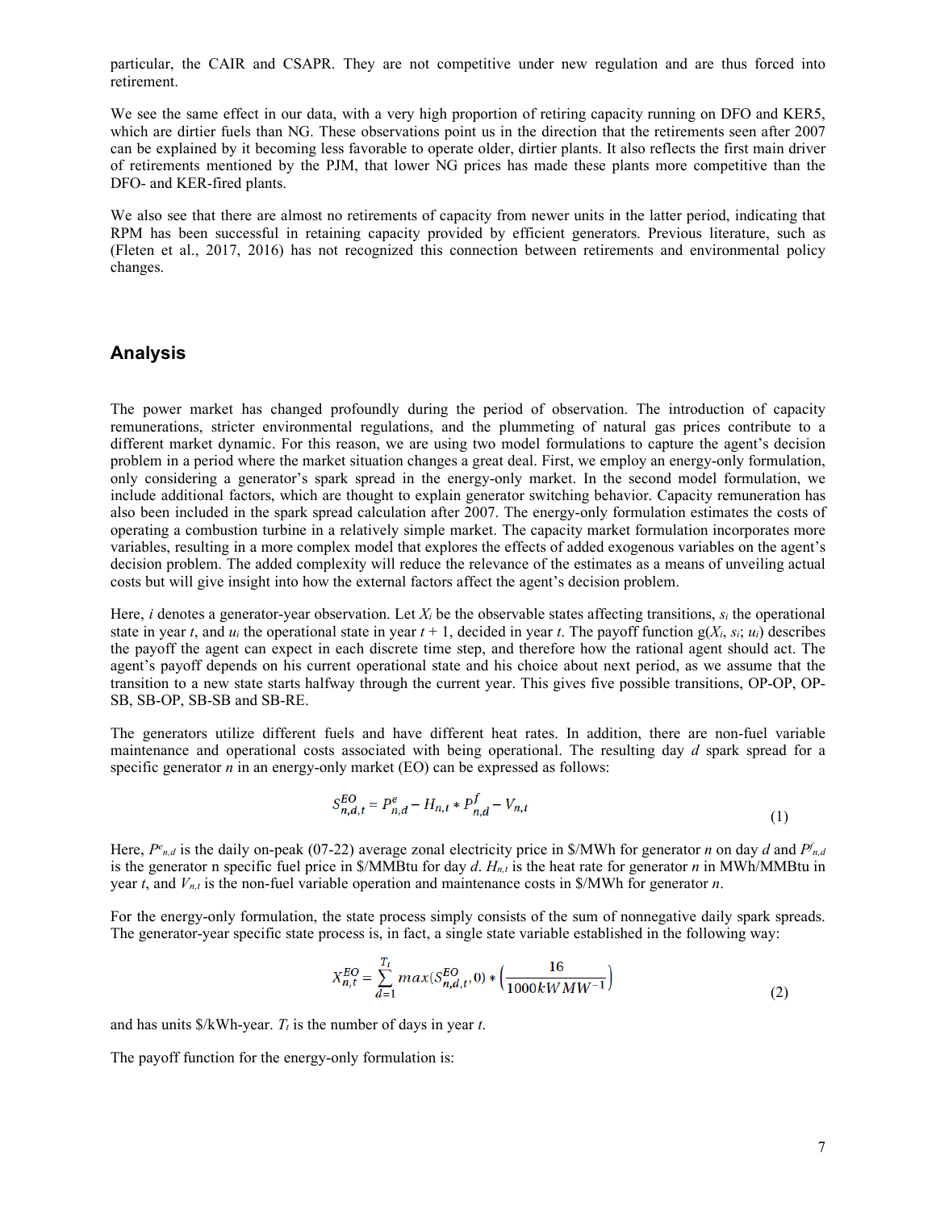particular, the CAIR and CSAPR. They are not competitive under new regulation and are thus forced into retirement.

We see the same effect in our data, with a very high proportion of retiring capacity running on DFO and KER5, which are dirtier fuels than NG. These observations point us in the direction that the retirements seen after 2007 can be explained by it becoming less favorable to operate older, dirtier plants. It also reflects the first main driver of retirements mentioned by the PJM, that lower NG prices has made these plants more competitive than the DFO- and KER-fired plants.

We also see that there are almost no retirements of capacity from newer units in the latter period, indicating that RPM has been successful in retaining capacity provided by efficient generators. Previous literature, such as (Fleten et al., 2017, 2016) has not recognized this connection between retirements and environmental policy changes.

## Analysis

The power market has changed profoundly during the period of observation. The introduction of capacity remunerations, stricter environmental regulations, and the plummeting of natural gas prices contribute to a different market dynamic. For this reason, we are using two model formulations to capture the agent's decision problem in a period where the market situation changes a great deal. First, we employ an energy-only formulation, only considering a generator's spark spread in the energy-only market. In the second model formulation, we include additional factors, which are thought to explain generator switching behavior. Capacity remuneration has also been included in the spark spread calculation after 2007. The energy-only formulation estimates the costs of operating a combustion turbine in a relatively simple market. The capacity market formulation incorporates more variables, resulting in a more complex model that explores the effects of added exogenous variables on the agent's decision problem. The added complexity will reduce the relevance of the estimates as a means of unveiling actual costs but will give insight into how the external factors affect the agent's decision problem.

Here, $i$ denotes a generator-year observation. Let $X_i$ be the observable states affecting transitions, $s_i$ the operational state in year $t$, and $u_i$ the operational state in year $t + 1$, decided in year $t$. The payoff function $g(X_i, s_i; u_i)$ describes the payoff the agent can expect in each discrete time step, and therefore how the rational agent should act. The agent's payoff depends on his current operational state and his choice about next period, as we assume that the transition to a new state starts halfway through the current year. This gives five possible transitions, OP-OP, OP-SB, SB-OP, SB-SB and SB-RE.

The generators utilize different fuels and have different heat rates. In addition, there are non-fuel variable maintenance and operational costs associated with being operational. The resulting day $d$ spark spread for a specific generator $n$ in an energy-only market (EO) can be expressed as follows:

$$S^{EO}_{n,d,t} = P^{e}_{n,d} - H_{n,t} * P^{f}_{n,d} - V_{n,t} \tag{1}$$

Here, $P^{e}_{n,d}$ is the daily on-peak (07-22) average zonal electricity price in \$/MWh for generator $n$ on day $d$ and $P^{f}_{n,d}$ is the generator n specific fuel price in \$/MMBtu for day $d$. $H_{n,t}$ is the heat rate for generator $n$ in MWh/MMBtu in year $t$, and $V_{n,t}$ is the non-fuel variable operation and maintenance costs in \$/MWh for generator $n$.

For the energy-only formulation, the state process simply consists of the sum of nonnegative daily spark spreads. The generator-year specific state process is, in fact, a single state variable established in the following way:

$$X^{EO}_{n,t} = \sum_{d=1}^{T_t} max(S^{EO}_{n,d,t}, 0) * \left(\frac{16}{1000kW\,MW^{-1}}\right) \tag{2}$$

and has units \$/kWh-year. $T_t$ is the number of days in year $t$.

The payoff function for the energy-only formulation is: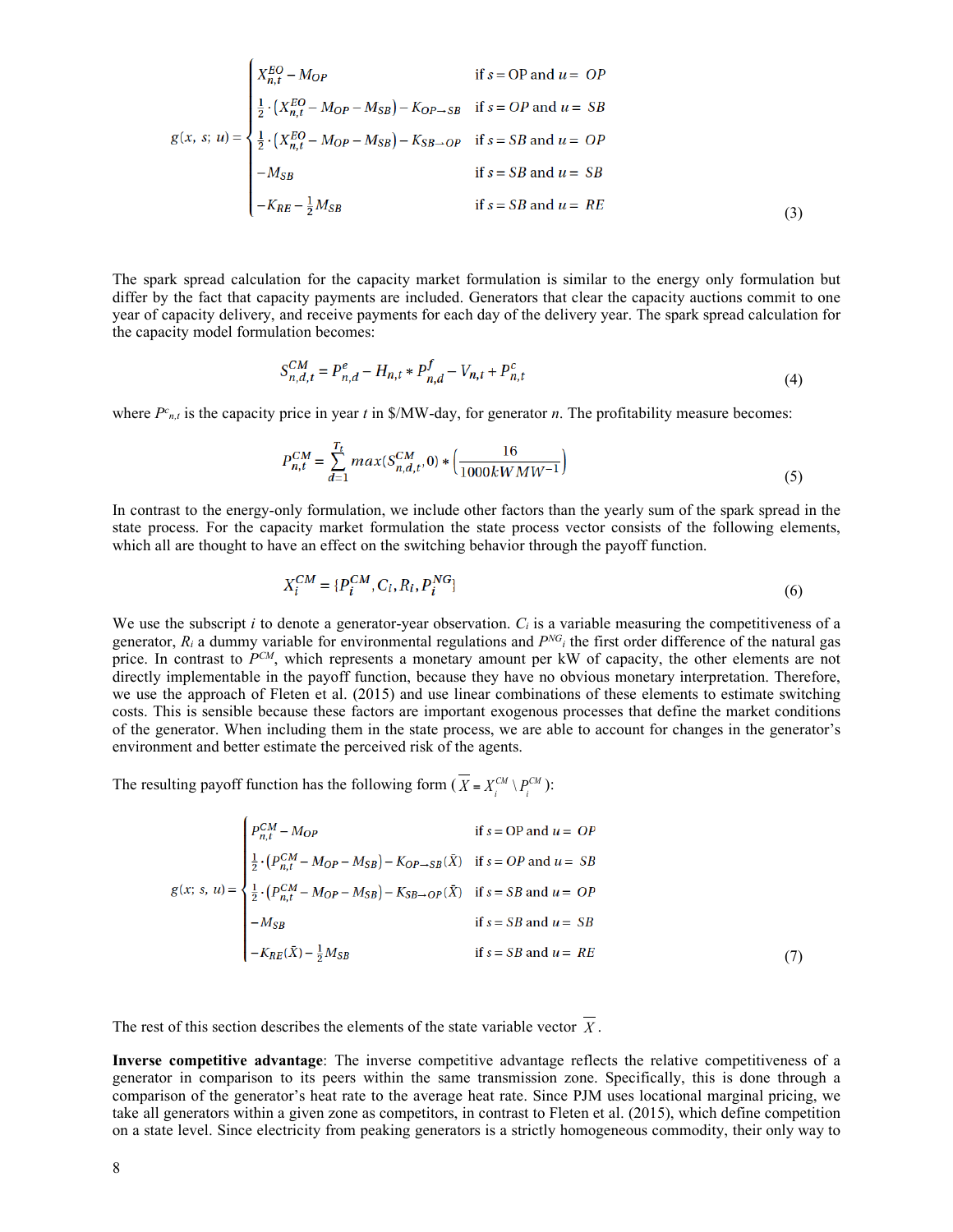$$
g(x,\ s;\ u) = \begin{cases} X_{n,t}^{EO} - M_{OP} & \text{if } s = \text{OP and } u = \ OP \\ \frac{1}{2} \cdot (X_{n,t}^{EO} - M_{OP} - M_{SB}) - K_{OP \to SB} & \text{if } s = OP \text{ and } u = \ SB \\ \frac{1}{2} \cdot (X_{n,t}^{EO} - M_{OP} - M_{SB}) - K_{SB \to OP} & \text{if } s = SB \text{ and } u = \ OP \\ -M_{SB} & \text{if } s = SB \text{ and } u = \ SB \\ -K_{RE} - \frac{1}{2} M_{SB} & \text{if } s = SB \text{ and } u = \ RE \end{cases} \tag{3}
$$

The spark spread calculation for the capacity market formulation is similar to the energy only formulation but differ by the fact that capacity payments are included. Generators that clear the capacity auctions commit to one year of capacity delivery, and receive payments for each day of the delivery year. The spark spread calculation for the capacity model formulation becomes:

$$
S_{n,d,t}^{CM} = P_{n,d}^{e} - H_{n,t} * P_{n,d}^{f} - V_{n,t} + P_{n,t}^{c} \tag{4}
$$

where $P^{c}_{n,t}$ is the capacity price in year $t$ in \$/MW-day, for generator $n$. The profitability measure becomes:

$$
P_{n,t}^{CM} = \sum_{d=1}^{T_t} max(S_{n,d,t}^{CM}, 0) * \left(\frac{16}{1000kW\,MW^{-1}}\right) \tag{5}
$$

In contrast to the energy-only formulation, we include other factors than the yearly sum of the spark spread in the state process. For the capacity market formulation the state process vector consists of the following elements, which all are thought to have an effect on the switching behavior through the payoff function.

$$
X_i^{CM} = \{P_i^{CM}, C_i, R_i, P_i^{NG}\} \tag{6}
$$

We use the subscript $i$ to denote a generator-year observation. $C_i$ is a variable measuring the competitiveness of a generator, $R_i$ a dummy variable for environmental regulations and $P^{NG}{}_i$ the first order difference of the natural gas price. In contrast to $P^{CM}$, which represents a monetary amount per kW of capacity, the other elements are not directly implementable in the payoff function, because they have no obvious monetary interpretation. Therefore, we use the approach of Fleten et al. (2015) and use linear combinations of these elements to estimate switching costs. This is sensible because these factors are important exogenous processes that define the market conditions of the generator. When including them in the state process, we are able to account for changes in the generator's environment and better estimate the perceived risk of the agents.

The resulting payoff function has the following form ($\overline{X} = X_i^{CM} \setminus P_i^{CM}$):

$$
g(x;\ s,\ u) = \begin{cases} P_{n,t}^{CM} - M_{OP} & \text{if } s = \text{OP and } u = \ OP \\ \frac{1}{2} \cdot (P_{n,t}^{CM} - M_{OP} - M_{SB}) - K_{OP \to SB}(\bar{X}) & \text{if } s = OP \text{ and } u = \ SB \\ \frac{1}{2} \cdot (P_{n,t}^{CM} - M_{OP} - M_{SB}) - K_{SB \to OP}(\bar{X}) & \text{if } s = SB \text{ and } u = \ OP \\ -M_{SB} & \text{if } s = SB \text{ and } u = \ SB \\ -K_{RE}(\bar{X}) - \frac{1}{2} M_{SB} & \text{if } s = SB \text{ and } u = \ RE \end{cases} \tag{7}
$$

The rest of this section describes the elements of the state variable vector $\overline{X}$.

**Inverse competitive advantage**: The inverse competitive advantage reflects the relative competitiveness of a generator in comparison to its peers within the same transmission zone. Specifically, this is done through a comparison of the generator's heat rate to the average heat rate. Since PJM uses locational marginal pricing, we take all generators within a given zone as competitors, in contrast to Fleten et al. (2015), which define competition on a state level. Since electricity from peaking generators is a strictly homogeneous commodity, their only way to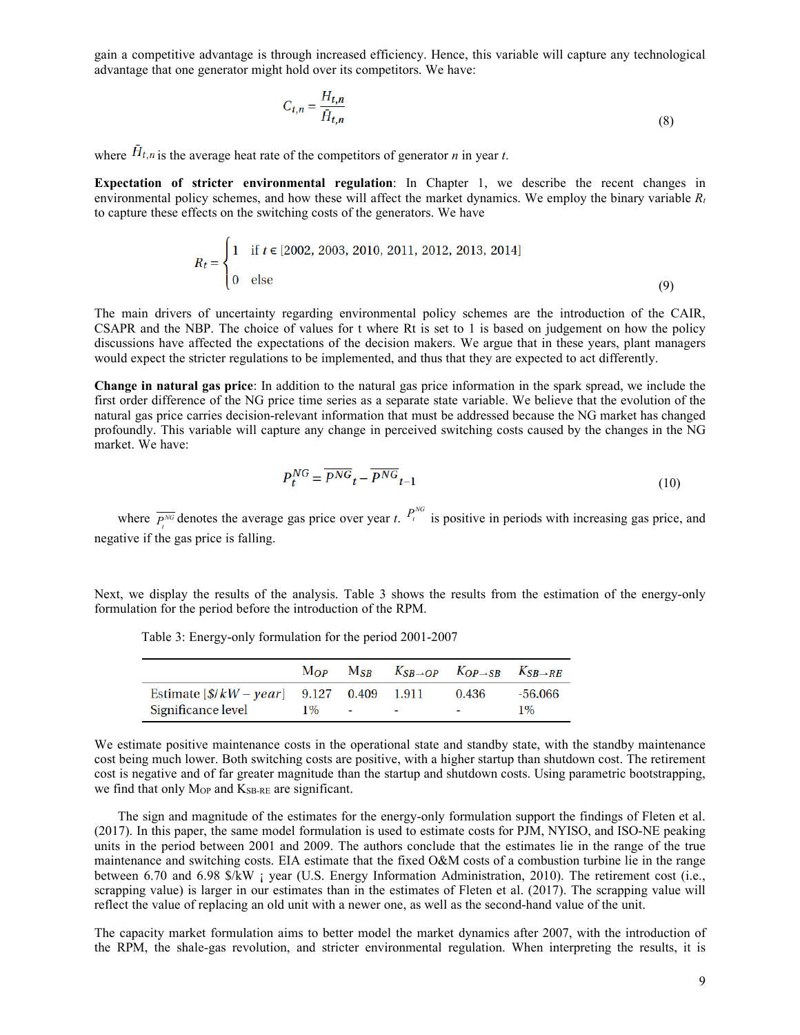gain a competitive advantage is through increased efficiency. Hence, this variable will capture any technological advantage that one generator might hold over its competitors. We have:

$$C_{t,n} = \frac{H_{t,n}}{\bar{H}_{t,n}} \tag{8}$$

where $\bar{H}_{t,n}$ is the average heat rate of the competitors of generator $n$ in year $t$.

**Expectation of stricter environmental regulation**: In Chapter 1, we describe the recent changes in environmental policy schemes, and how these will affect the market dynamics. We employ the binary variable $R_t$ to capture these effects on the switching costs of the generators. We have

$$R_t = \begin{cases} 1 & \text{if } t \in [2002, 2003, 2010, 2011, 2012, 2013, 2014] \\ 0 & \text{else} \end{cases} \tag{9}$$

The main drivers of uncertainty regarding environmental policy schemes are the introduction of the CAIR, CSAPR and the NBP. The choice of values for t where Rt is set to 1 is based on judgement on how the policy discussions have affected the expectations of the decision makers. We argue that in these years, plant managers would expect the stricter regulations to be implemented, and thus that they are expected to act differently.

**Change in natural gas price**: In addition to the natural gas price information in the spark spread, we include the first order difference of the NG price time series as a separate state variable. We believe that the evolution of the natural gas price carries decision-relevant information that must be addressed because the NG market has changed profoundly. This variable will capture any change in perceived switching costs caused by the changes in the NG market. We have:

$$P_t^{NG} = \overline{P^{NG}}_t - \overline{P^{NG}}_{t-1} \tag{10}$$

where $\overline{P_t^{NG}}$ denotes the average gas price over year $t$. $P_t^{NG}$ is positive in periods with increasing gas price, and negative if the gas price is falling.

Next, we display the results of the analysis. Table 3 shows the results from the estimation of the energy-only formulation for the period before the introduction of the RPM.

Table 3: Energy-only formulation for the period 2001-2007

| | $M_{OP}$ | $M_{SB}$ | $K_{SB \to OP}$ | $K_{OP \to SB}$ | $K_{SB \to RE}$ |
|---|---|---|---|---|---|
| Estimate [$\$/kW-year$] | 9.127 | 0.409 | 1.911 | 0.436 | -56.066 |
| Significance level | 1% | - | - | - | 1% |

We estimate positive maintenance costs in the operational state and standby state, with the standby maintenance cost being much lower. Both switching costs are positive, with a higher startup than shutdown cost. The retirement cost is negative and of far greater magnitude than the startup and shutdown costs. Using parametric bootstrapping, we find that only $M_{OP}$ and $K_{SB\text{-}RE}$ are significant.

The sign and magnitude of the estimates for the energy-only formulation support the findings of Fleten et al. (2017). In this paper, the same model formulation is used to estimate costs for PJM, NYISO, and ISO-NE peaking units in the period between 2001 and 2009. The authors conclude that the estimates lie in the range of the true maintenance and switching costs. EIA estimate that the fixed O&M costs of a combustion turbine lie in the range between 6.70 and 6.98 \$/kW ¡ year (U.S. Energy Information Administration, 2010). The retirement cost (i.e., scrapping value) is larger in our estimates than in the estimates of Fleten et al. (2017). The scrapping value will reflect the value of replacing an old unit with a newer one, as well as the second-hand value of the unit.

The capacity market formulation aims to better model the market dynamics after 2007, with the introduction of the RPM, the shale-gas revolution, and stricter environmental regulation. When interpreting the results, it is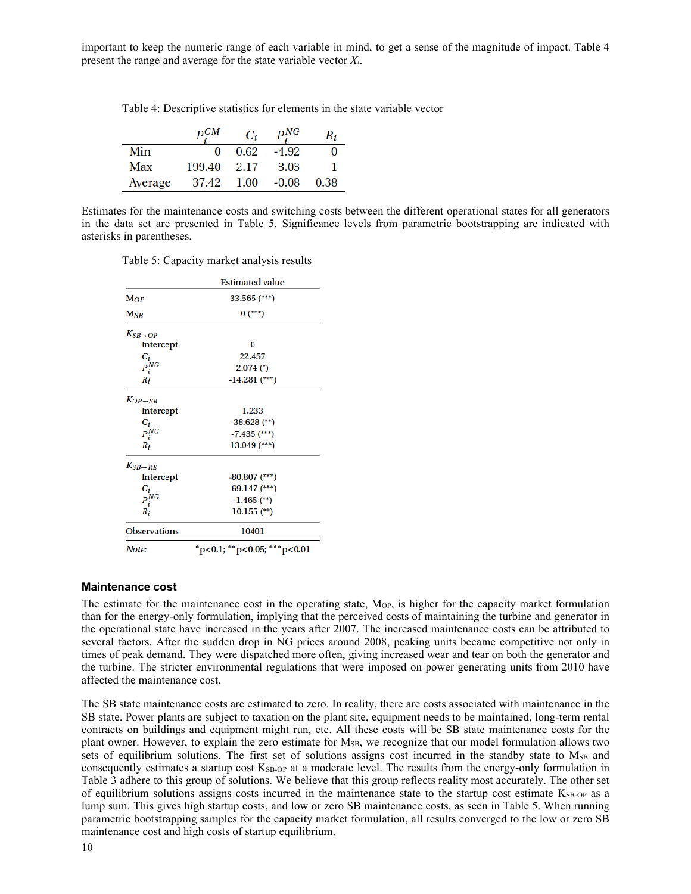important to keep the numeric range of each variable in mind, to get a sense of the magnitude of impact. Table 4 present the range and average for the state variable vector $X_i$.

Table 4: Descriptive statistics for elements in the state variable vector

| | $p_i^{CM}$ | $C_i$ | $p_i^{NG}$ | $R_i$ |
|---|---|---|---|---|
| Min | 0 | 0.62 | -4.92 | 0 |
| Max | 199.40 | 2.17 | 3.03 | 1 |
| Average | 37.42 | 1.00 | -0.08 | 0.38 |

Estimates for the maintenance costs and switching costs between the different operational states for all generators in the data set are presented in Table 5. Significance levels from parametric bootstrapping are indicated with asterisks in parentheses.

Table 5: Capacity market analysis results

| | Estimated value |
|---|---|
| $M_{OP}$ | 33.565 (***) |
| $M_{SB}$ | 0 (***) |
| $K_{SB \to OP}$ | |
| Intercept | 0 |
| $C_i$ | 22.457 |
| $p_i^{NG}$ | 2.074 (*) |
| $R_i$ | -14.281 (***) |
| $K_{OP \to SB}$ | |
| Intercept | 1.233 |
| $C_i$ | -38.628 (**) |
| $p_i^{NG}$ | -7.435 (***) |
| $R_i$ | 13.049 (***) |
| $K_{SB \to RE}$ | |
| Intercept | -80.807 (***) |
| $C_i$ | -69.147 (***) |
| $p_i^{NG}$ | -1.465 (**) |
| $R_i$ | 10.155 (**) |
| Observations | 10401 |
| *Note:* | *p<0.1; **p<0.05; ***p<0.01 |

### Maintenance cost

The estimate for the maintenance cost in the operating state, $M_{OP}$, is higher for the capacity market formulation than for the energy-only formulation, implying that the perceived costs of maintaining the turbine and generator in the operational state have increased in the years after 2007. The increased maintenance costs can be attributed to several factors. After the sudden drop in NG prices around 2008, peaking units became competitive not only in times of peak demand. They were dispatched more often, giving increased wear and tear on both the generator and the turbine. The stricter environmental regulations that were imposed on power generating units from 2010 have affected the maintenance cost.

The SB state maintenance costs are estimated to zero. In reality, there are costs associated with maintenance in the SB state. Power plants are subject to taxation on the plant site, equipment needs to be maintained, long-term rental contracts on buildings and equipment might run, etc. All these costs will be SB state maintenance costs for the plant owner. However, to explain the zero estimate for $M_{SB}$, we recognize that our model formulation allows two sets of equilibrium solutions. The first set of solutions assigns cost incurred in the standby state to $M_{SB}$ and consequently estimates a startup cost $K_{SB\text{-}OP}$ at a moderate level. The results from the energy-only formulation in Table 3 adhere to this group of solutions. We believe that this group reflects reality most accurately. The other set of equilibrium solutions assigns costs incurred in the maintenance state to the startup cost estimate $K_{SB\text{-}OP}$ as a lump sum. This gives high startup costs, and low or zero SB maintenance costs, as seen in Table 5. When running parametric bootstrapping samples for the capacity market formulation, all results converged to the low or zero SB maintenance cost and high costs of startup equilibrium.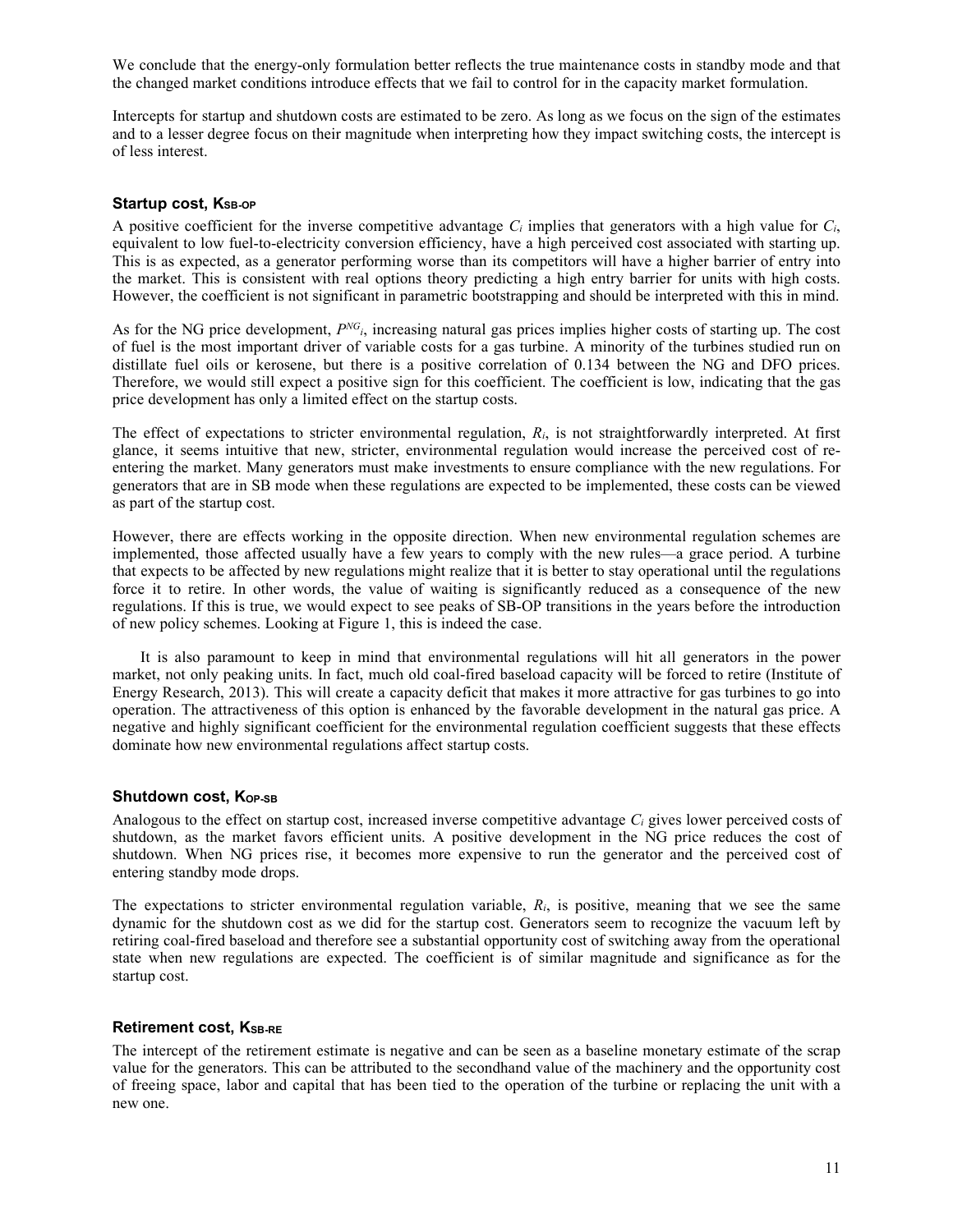We conclude that the energy-only formulation better reflects the true maintenance costs in standby mode and that the changed market conditions introduce effects that we fail to control for in the capacity market formulation.

Intercepts for startup and shutdown costs are estimated to be zero. As long as we focus on the sign of the estimates and to a lesser degree focus on their magnitude when interpreting how they impact switching costs, the intercept is of less interest.

### Startup cost, $K_{SB\text{-}OP}$

A positive coefficient for the inverse competitive advantage $C_i$ implies that generators with a high value for $C_i$, equivalent to low fuel-to-electricity conversion efficiency, have a high perceived cost associated with starting up. This is as expected, as a generator performing worse than its competitors will have a higher barrier of entry into the market. This is consistent with real options theory predicting a high entry barrier for units with high costs. However, the coefficient is not significant in parametric bootstrapping and should be interpreted with this in mind.

As for the NG price development, $P^{NG}{}_i$, increasing natural gas prices implies higher costs of starting up. The cost of fuel is the most important driver of variable costs for a gas turbine. A minority of the turbines studied run on distillate fuel oils or kerosene, but there is a positive correlation of 0.134 between the NG and DFO prices. Therefore, we would still expect a positive sign for this coefficient. The coefficient is low, indicating that the gas price development has only a limited effect on the startup costs.

The effect of expectations to stricter environmental regulation, $R_i$, is not straightforwardly interpreted. At first glance, it seems intuitive that new, stricter, environmental regulation would increase the perceived cost of re-entering the market. Many generators must make investments to ensure compliance with the new regulations. For generators that are in SB mode when these regulations are expected to be implemented, these costs can be viewed as part of the startup cost.

However, there are effects working in the opposite direction. When new environmental regulation schemes are implemented, those affected usually have a few years to comply with the new rules—a grace period. A turbine that expects to be affected by new regulations might realize that it is better to stay operational until the regulations force it to retire. In other words, the value of waiting is significantly reduced as a consequence of the new regulations. If this is true, we would expect to see peaks of SB-OP transitions in the years before the introduction of new policy schemes. Looking at Figure 1, this is indeed the case.

It is also paramount to keep in mind that environmental regulations will hit all generators in the power market, not only peaking units. In fact, much old coal-fired baseload capacity will be forced to retire (Institute of Energy Research, 2013). This will create a capacity deficit that makes it more attractive for gas turbines to go into operation. The attractiveness of this option is enhanced by the favorable development in the natural gas price. A negative and highly significant coefficient for the environmental regulation coefficient suggests that these effects dominate how new environmental regulations affect startup costs.

### Shutdown cost, $K_{OP\text{-}SB}$

Analogous to the effect on startup cost, increased inverse competitive advantage $C_i$ gives lower perceived costs of shutdown, as the market favors efficient units. A positive development in the NG price reduces the cost of shutdown. When NG prices rise, it becomes more expensive to run the generator and the perceived cost of entering standby mode drops.

The expectations to stricter environmental regulation variable, $R_i$, is positive, meaning that we see the same dynamic for the shutdown cost as we did for the startup cost. Generators seem to recognize the vacuum left by retiring coal-fired baseload and therefore see a substantial opportunity cost of switching away from the operational state when new regulations are expected. The coefficient is of similar magnitude and significance as for the startup cost.

### Retirement cost, $K_{SB\text{-}RE}$

The intercept of the retirement estimate is negative and can be seen as a baseline monetary estimate of the scrap value for the generators. This can be attributed to the secondhand value of the machinery and the opportunity cost of freeing space, labor and capital that has been tied to the operation of the turbine or replacing the unit with a new one.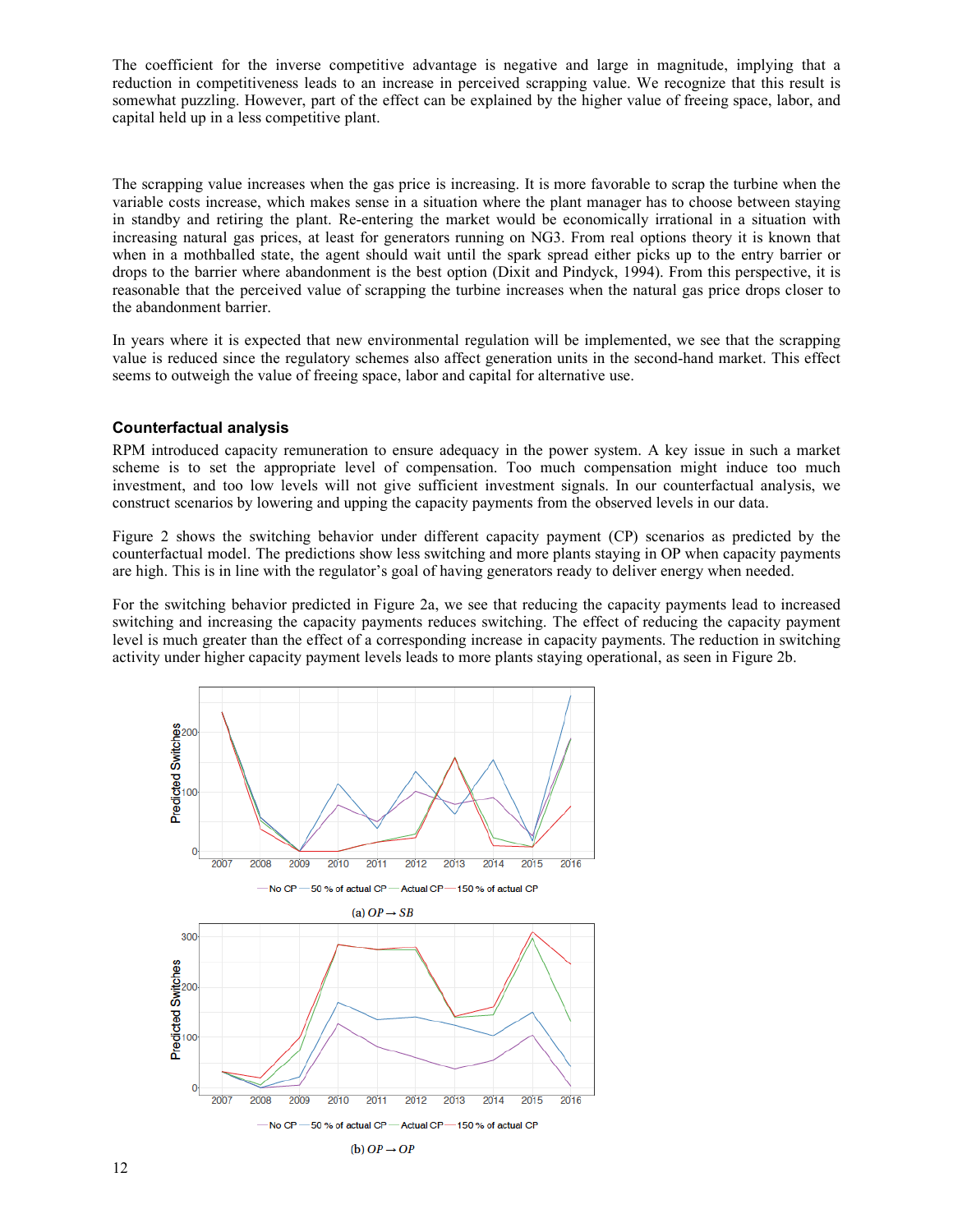The coefficient for the inverse competitive advantage is negative and large in magnitude, implying that a reduction in competitiveness leads to an increase in perceived scrapping value. We recognize that this result is somewhat puzzling. However, part of the effect can be explained by the higher value of freeing space, labor, and capital held up in a less competitive plant.

The scrapping value increases when the gas price is increasing. It is more favorable to scrap the turbine when the variable costs increase, which makes sense in a situation where the plant manager has to choose between staying in standby and retiring the plant. Re-entering the market would be economically irrational in a situation with increasing natural gas prices, at least for generators running on NG3. From real options theory it is known that when in a mothballed state, the agent should wait until the spark spread either picks up to the entry barrier or drops to the barrier where abandonment is the best option (Dixit and Pindyck, 1994). From this perspective, it is reasonable that the perceived value of scrapping the turbine increases when the natural gas price drops closer to the abandonment barrier.

In years where it is expected that new environmental regulation will be implemented, we see that the scrapping value is reduced since the regulatory schemes also affect generation units in the second-hand market. This effect seems to outweigh the value of freeing space, labor and capital for alternative use.

### Counterfactual analysis

RPM introduced capacity remuneration to ensure adequacy in the power system. A key issue in such a market scheme is to set the appropriate level of compensation. Too much compensation might induce too much investment, and too low levels will not give sufficient investment signals. In our counterfactual analysis, we construct scenarios by lowering and upping the capacity payments from the observed levels in our data.

Figure 2 shows the switching behavior under different capacity payment (CP) scenarios as predicted by the counterfactual model. The predictions show less switching and more plants staying in OP when capacity payments are high. This is in line with the regulator's goal of having generators ready to deliver energy when needed.

For the switching behavior predicted in Figure 2a, we see that reducing the capacity payments lead to increased switching and increasing the capacity payments reduces switching. The effect of reducing the capacity payment level is much greater than the effect of a corresponding increase in capacity payments. The reduction in switching activity under higher capacity payment levels leads to more plants staying operational, as seen in Figure 2b.

(a) $OP \rightarrow SB$

(b) $OP \rightarrow OP$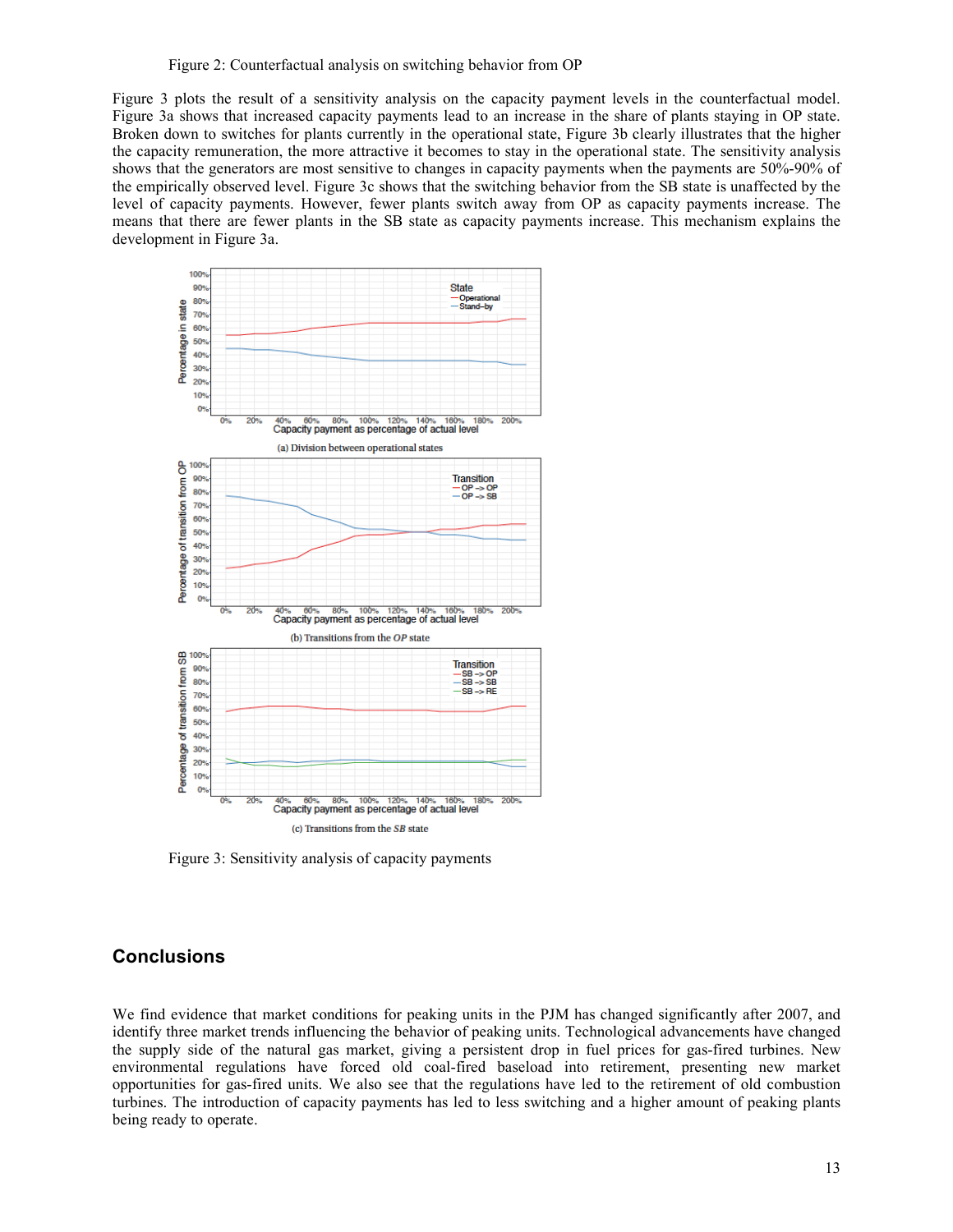Figure 2: Counterfactual analysis on switching behavior from OP

Figure 3 plots the result of a sensitivity analysis on the capacity payment levels in the counterfactual model. Figure 3a shows that increased capacity payments lead to an increase in the share of plants staying in OP state. Broken down to switches for plants currently in the operational state, Figure 3b clearly illustrates that the higher the capacity remuneration, the more attractive it becomes to stay in the operational state. The sensitivity analysis shows that the generators are most sensitive to changes in capacity payments when the payments are 50%-90% of the empirically observed level. Figure 3c shows that the switching behavior from the SB state is unaffected by the level of capacity payments. However, fewer plants switch away from OP as capacity payments increase. The means that there are fewer plants in the SB state as capacity payments increase. This mechanism explains the development in Figure 3a.

(a) Division between operational states

(b) Transitions from the *OP* state

(c) Transitions from the *SB* state

Figure 3: Sensitivity analysis of capacity payments

## Conclusions

We find evidence that market conditions for peaking units in the PJM has changed significantly after 2007, and identify three market trends influencing the behavior of peaking units. Technological advancements have changed the supply side of the natural gas market, giving a persistent drop in fuel prices for gas-fired turbines. New environmental regulations have forced old coal-fired baseload into retirement, presenting new market opportunities for gas-fired units. We also see that the regulations have led to the retirement of old combustion turbines. The introduction of capacity payments has led to less switching and a higher amount of peaking plants being ready to operate.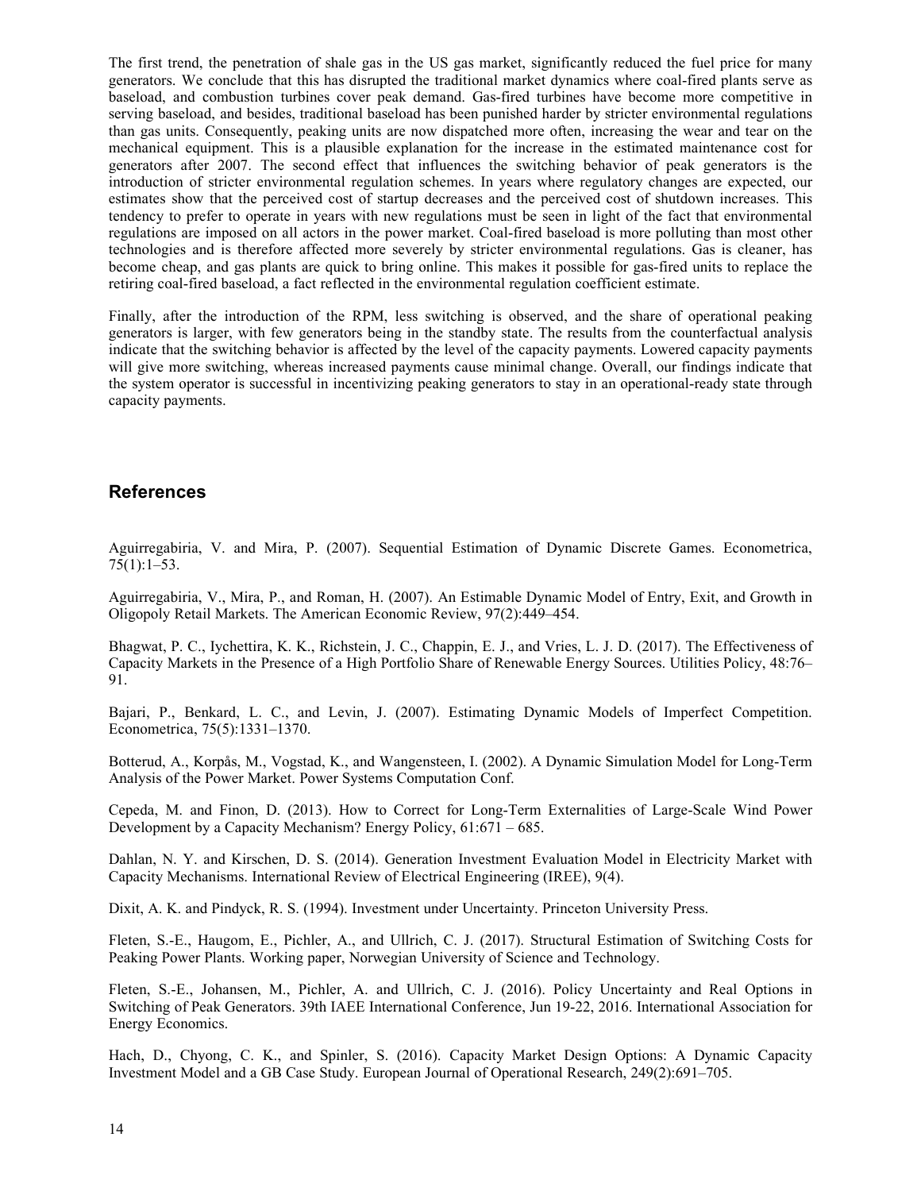The first trend, the penetration of shale gas in the US gas market, significantly reduced the fuel price for many generators. We conclude that this has disrupted the traditional market dynamics where coal-fired plants serve as baseload, and combustion turbines cover peak demand. Gas-fired turbines have become more competitive in serving baseload, and besides, traditional baseload has been punished harder by stricter environmental regulations than gas units. Consequently, peaking units are now dispatched more often, increasing the wear and tear on the mechanical equipment. This is a plausible explanation for the increase in the estimated maintenance cost for generators after 2007. The second effect that influences the switching behavior of peak generators is the introduction of stricter environmental regulation schemes. In years where regulatory changes are expected, our estimates show that the perceived cost of startup decreases and the perceived cost of shutdown increases. This tendency to prefer to operate in years with new regulations must be seen in light of the fact that environmental regulations are imposed on all actors in the power market. Coal-fired baseload is more polluting than most other technologies and is therefore affected more severely by stricter environmental regulations. Gas is cleaner, has become cheap, and gas plants are quick to bring online. This makes it possible for gas-fired units to replace the retiring coal-fired baseload, a fact reflected in the environmental regulation coefficient estimate.

Finally, after the introduction of the RPM, less switching is observed, and the share of operational peaking generators is larger, with few generators being in the standby state. The results from the counterfactual analysis indicate that the switching behavior is affected by the level of the capacity payments. Lowered capacity payments will give more switching, whereas increased payments cause minimal change. Overall, our findings indicate that the system operator is successful in incentivizing peaking generators to stay in an operational-ready state through capacity payments.

## References

Aguirregabiria, V. and Mira, P. (2007). Sequential Estimation of Dynamic Discrete Games. Econometrica, 75(1):1–53.

Aguirregabiria, V., Mira, P., and Roman, H. (2007). An Estimable Dynamic Model of Entry, Exit, and Growth in Oligopoly Retail Markets. The American Economic Review, 97(2):449–454.

Bhagwat, P. C., Iychettira, K. K., Richstein, J. C., Chappin, E. J., and Vries, L. J. D. (2017). The Effectiveness of Capacity Markets in the Presence of a High Portfolio Share of Renewable Energy Sources. Utilities Policy, 48:76–91.

Bajari, P., Benkard, L. C., and Levin, J. (2007). Estimating Dynamic Models of Imperfect Competition. Econometrica, 75(5):1331–1370.

Botterud, A., Korpås, M., Vogstad, K., and Wangensteen, I. (2002). A Dynamic Simulation Model for Long-Term Analysis of the Power Market. Power Systems Computation Conf.

Cepeda, M. and Finon, D. (2013). How to Correct for Long-Term Externalities of Large-Scale Wind Power Development by a Capacity Mechanism? Energy Policy, 61:671 – 685.

Dahlan, N. Y. and Kirschen, D. S. (2014). Generation Investment Evaluation Model in Electricity Market with Capacity Mechanisms. International Review of Electrical Engineering (IREE), 9(4).

Dixit, A. K. and Pindyck, R. S. (1994). Investment under Uncertainty. Princeton University Press.

Fleten, S.-E., Haugom, E., Pichler, A., and Ullrich, C. J. (2017). Structural Estimation of Switching Costs for Peaking Power Plants. Working paper, Norwegian University of Science and Technology.

Fleten, S.-E., Johansen, M., Pichler, A. and Ullrich, C. J. (2016). Policy Uncertainty and Real Options in Switching of Peak Generators. 39th IAEE International Conference, Jun 19-22, 2016. International Association for Energy Economics.

Hach, D., Chyong, C. K., and Spinler, S. (2016). Capacity Market Design Options: A Dynamic Capacity Investment Model and a GB Case Study. European Journal of Operational Research, 249(2):691–705.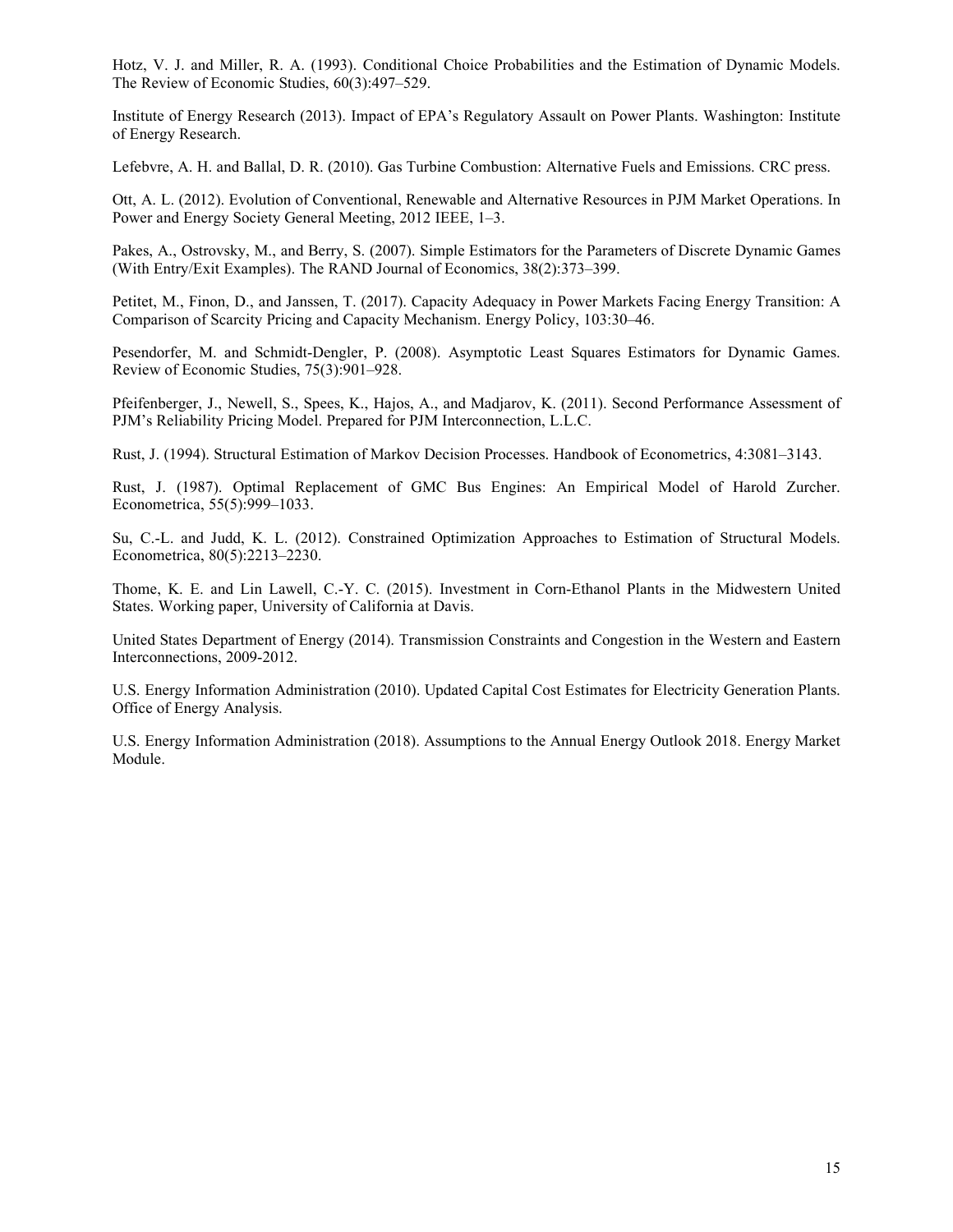Hotz, V. J. and Miller, R. A. (1993). Conditional Choice Probabilities and the Estimation of Dynamic Models. The Review of Economic Studies, 60(3):497–529.

Institute of Energy Research (2013). Impact of EPA's Regulatory Assault on Power Plants. Washington: Institute of Energy Research.

Lefebvre, A. H. and Ballal, D. R. (2010). Gas Turbine Combustion: Alternative Fuels and Emissions. CRC press.

Ott, A. L. (2012). Evolution of Conventional, Renewable and Alternative Resources in PJM Market Operations. In Power and Energy Society General Meeting, 2012 IEEE, 1–3.

Pakes, A., Ostrovsky, M., and Berry, S. (2007). Simple Estimators for the Parameters of Discrete Dynamic Games (With Entry/Exit Examples). The RAND Journal of Economics, 38(2):373–399.

Petitet, M., Finon, D., and Janssen, T. (2017). Capacity Adequacy in Power Markets Facing Energy Transition: A Comparison of Scarcity Pricing and Capacity Mechanism. Energy Policy, 103:30–46.

Pesendorfer, M. and Schmidt-Dengler, P. (2008). Asymptotic Least Squares Estimators for Dynamic Games. Review of Economic Studies, 75(3):901–928.

Pfeifenberger, J., Newell, S., Spees, K., Hajos, A., and Madjarov, K. (2011). Second Performance Assessment of PJM's Reliability Pricing Model. Prepared for PJM Interconnection, L.L.C.

Rust, J. (1994). Structural Estimation of Markov Decision Processes. Handbook of Econometrics, 4:3081–3143.

Rust, J. (1987). Optimal Replacement of GMC Bus Engines: An Empirical Model of Harold Zurcher. Econometrica, 55(5):999–1033.

Su, C.-L. and Judd, K. L. (2012). Constrained Optimization Approaches to Estimation of Structural Models. Econometrica, 80(5):2213–2230.

Thome, K. E. and Lin Lawell, C.-Y. C. (2015). Investment in Corn-Ethanol Plants in the Midwestern United States. Working paper, University of California at Davis.

United States Department of Energy (2014). Transmission Constraints and Congestion in the Western and Eastern Interconnections, 2009-2012.

U.S. Energy Information Administration (2010). Updated Capital Cost Estimates for Electricity Generation Plants. Office of Energy Analysis.

U.S. Energy Information Administration (2018). Assumptions to the Annual Energy Outlook 2018. Energy Market Module.